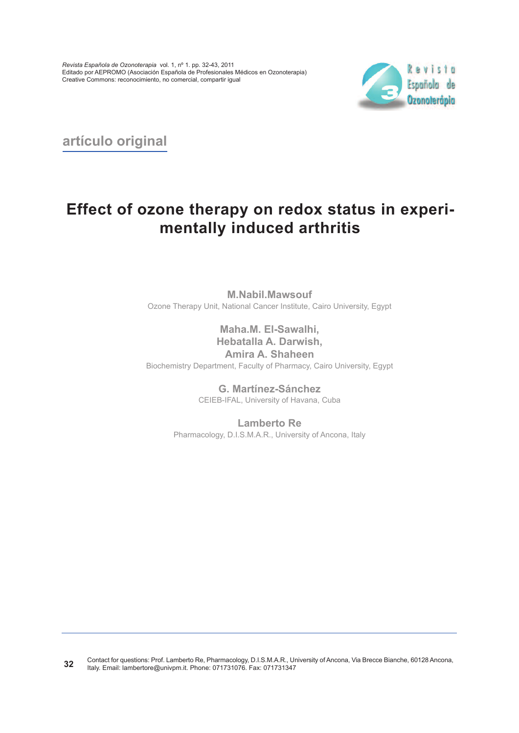artículo original

# Effect of ozone therapy on redox status in experimentally induced arthritis

**M.Nabil.Mawsouf**
Ozone Therapy Unit, National Cancer Institute, Cairo University, Egypt

**Maha.M. El-Sawalhi,**
**Hebatalla A. Darwish,**
**Amira A. Shaheen**
Biochemistry Department, Faculty of Pharmacy, Cairo University, Egypt

**G. Martínez-Sánchez**
CEIEB-IFAL, University of Havana, Cuba

**Lamberto Re**
Pharmacology, D.I.S.M.A.R., University of Ancona, Italy

---

Contact for questions: Prof. Lamberto Re, Pharmacology, D.I.S.M.A.R., University of Ancona, Via Brecce Bianche, 60128 Ancona, Italy. Email: lambertore@univpm.it. Phone: 071731076. Fax: 071731347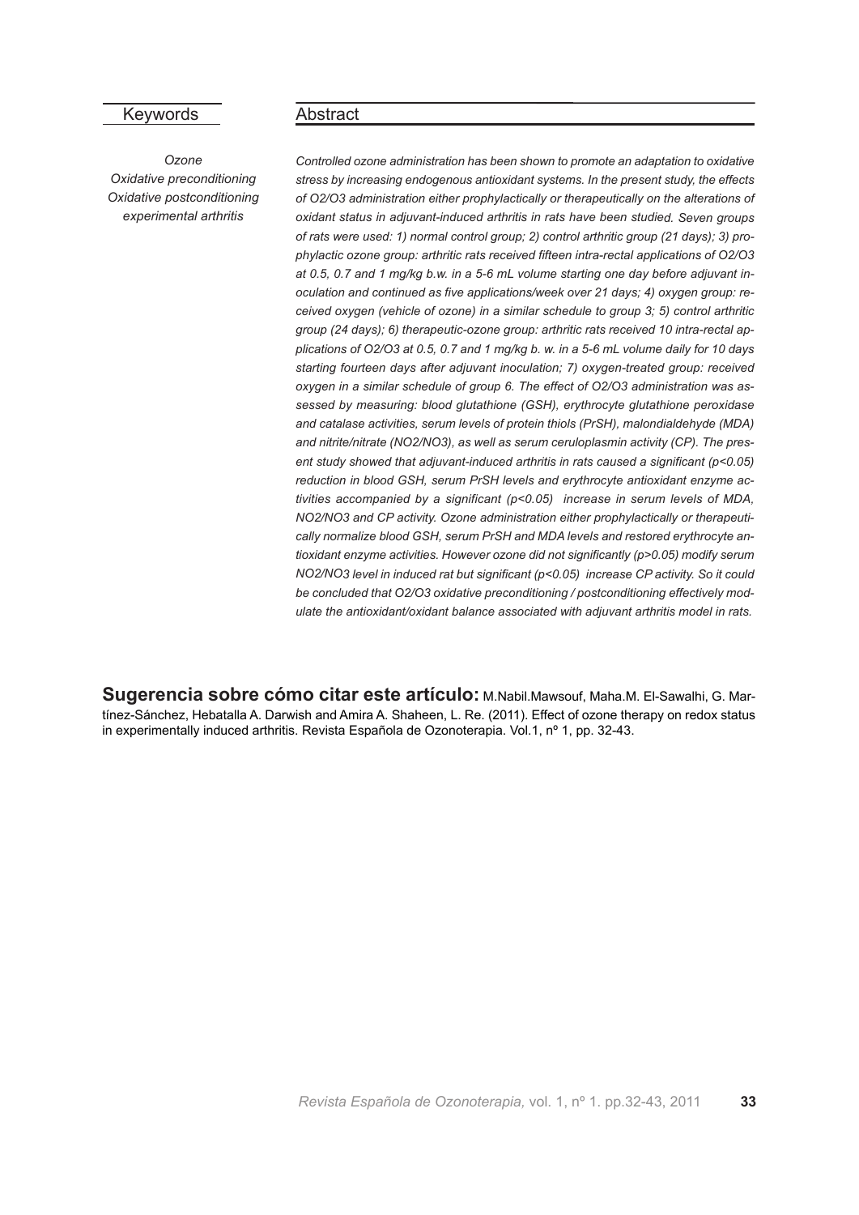## Keywords

*Ozone*
*Oxidative preconditioning*
*Oxidative postconditioning*
*experimental arthritis*

## Abstract

*Controlled ozone administration has been shown to promote an adaptation to oxidative stress by increasing endogenous antioxidant systems. In the present study, the effects of $O_2/O_3$ administration either prophylactically or therapeutically on the alterations of oxidant status in adjuvant-induced arthritis in rats have been studied. Seven groups of rats were used: 1) normal control group; 2) control arthritic group (21 days); 3) prophylactic ozone group: arthritic rats received fifteen intra-rectal applications of $O_2/O_3$ at 0.5, 0.7 and 1 mg/kg b.w. in a 5-6 mL volume starting one day before adjuvant inoculation and continued as five applications/week over 21 days; 4) oxygen group: received oxygen (vehicle of ozone) in a similar schedule to group 3; 5) control arthritic group (24 days); 6) therapeutic-ozone group: arthritic rats received 10 intra-rectal applications of $O_2/O_3$ at 0.5, 0.7 and 1 mg/kg b. w. in a 5-6 mL volume daily for 10 days starting fourteen days after adjuvant inoculation; 7) oxygen-treated group: received oxygen in a similar schedule of group 6. The effect of $O_2/O_3$ administration was assessed by measuring: blood glutathione (GSH), erythrocyte glutathione peroxidase and catalase activities, serum levels of protein thiols (PrSH), malondialdehyde (MDA) and nitrite/nitrate ($NO_2/NO_3$), as well as serum ceruloplasmin activity (CP). The present study showed that adjuvant-induced arthritis in rats caused a significant ($p<0.05$) reduction in blood GSH, serum PrSH levels and erythrocyte antioxidant enzyme activities accompanied by a significant ($p<0.05$) increase in serum levels of MDA, $NO_2/NO_3$ and CP activity. Ozone administration either prophylactically or therapeutically normalize blood GSH, serum PrSH and MDA levels and restored erythrocyte antioxidant enzyme activities. However ozone did not significantly ($p>0.05$) modify serum $NO_2/NO_3$ level in induced rat but significant ($p<0.05$) increase CP activity. So it could be concluded that $O_2/O_3$ oxidative preconditioning / postconditioning effectively modulate the antioxidant/oxidant balance associated with adjuvant arthritis model in rats.*

**Sugerencia sobre cómo citar este artículo:** M.Nabil.Mawsouf, Maha.M. El-Sawalhi, G. Martínez-Sánchez, Hebatalla A. Darwish and Amira A. Shaheen, L. Re. (2011). Effect of ozone therapy on redox status in experimentally induced arthritis. Revista Española de Ozonoterapia. Vol.1, nº 1, pp. 32-43.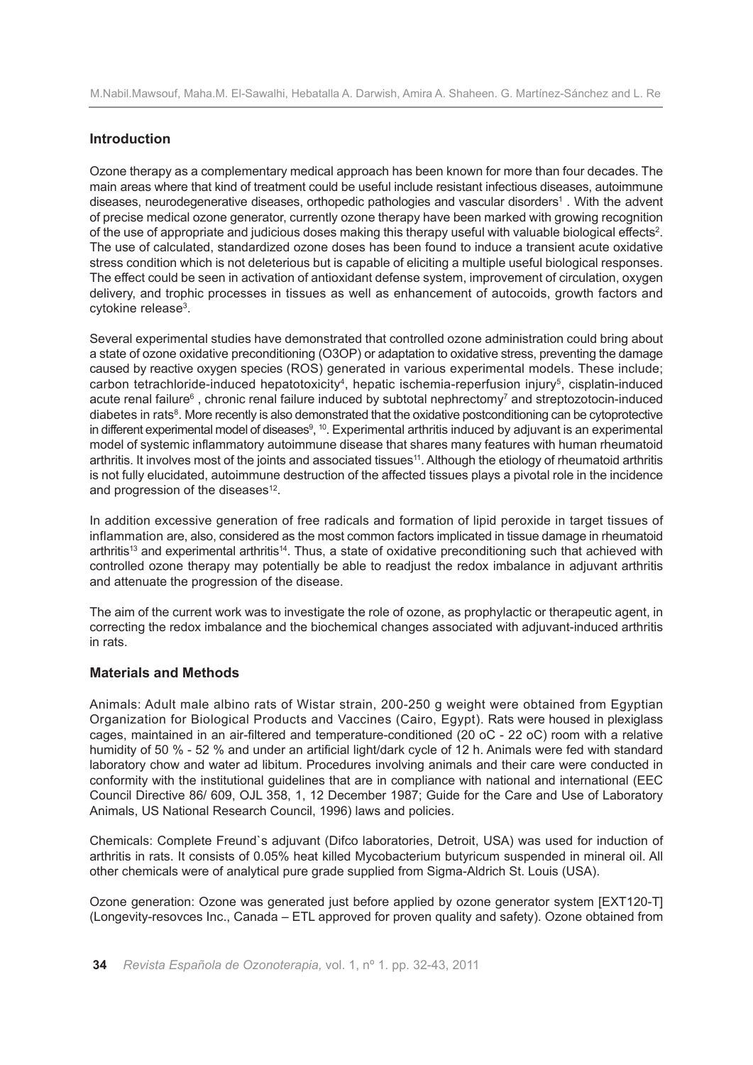## Introduction

Ozone therapy as a complementary medical approach has been known for more than four decades. The main areas where that kind of treatment could be useful include resistant infectious diseases, autoimmune diseases, neurodegenerative diseases, orthopedic pathologies and vascular disorders[1] . With the advent of precise medical ozone generator, currently ozone therapy have been marked with growing recognition of the use of appropriate and judicious doses making this therapy useful with valuable biological effects[2]. The use of calculated, standardized ozone doses has been found to induce a transient acute oxidative stress condition which is not deleterious but is capable of eliciting a multiple useful biological responses. The effect could be seen in activation of antioxidant defense system, improvement of circulation, oxygen delivery, and trophic processes in tissues as well as enhancement of autocoids, growth factors and cytokine release[3].

Several experimental studies have demonstrated that controlled ozone administration could bring about a state of ozone oxidative preconditioning (O3OP) or adaptation to oxidative stress, preventing the damage caused by reactive oxygen species (ROS) generated in various experimental models. These include; carbon tetrachloride-induced hepatotoxicity[4], hepatic ischemia-reperfusion injury[5], cisplatin-induced acute renal failure[6] , chronic renal failure induced by subtotal nephrectomy[7] and streptozotocin-induced diabetes in rats[8]. More recently is also demonstrated that the oxidative postconditioning can be cytoprotective in different experimental model of diseases[9, 10]. Experimental arthritis induced by adjuvant is an experimental model of systemic inflammatory autoimmune disease that shares many features with human rheumatoid arthritis. It involves most of the joints and associated tissues[11]. Although the etiology of rheumatoid arthritis is not fully elucidated, autoimmune destruction of the affected tissues plays a pivotal role in the incidence and progression of the diseases[12].

In addition excessive generation of free radicals and formation of lipid peroxide in target tissues of inflammation are, also, considered as the most common factors implicated in tissue damage in rheumatoid arthritis[13] and experimental arthritis[14]. Thus, a state of oxidative preconditioning such that achieved with controlled ozone therapy may potentially be able to readjust the redox imbalance in adjuvant arthritis and attenuate the progression of the disease.

The aim of the current work was to investigate the role of ozone, as prophylactic or therapeutic agent, in correcting the redox imbalance and the biochemical changes associated with adjuvant-induced arthritis in rats.

## Materials and Methods

Animals: Adult male albino rats of Wistar strain, 200-250 g weight were obtained from Egyptian Organization for Biological Products and Vaccines (Cairo, Egypt). Rats were housed in plexiglass cages, maintained in an air-filtered and temperature-conditioned (20 oC - 22 oC) room with a relative humidity of 50 % - 52 % and under an artificial light/dark cycle of 12 h. Animals were fed with standard laboratory chow and water ad libitum. Procedures involving animals and their care were conducted in conformity with the institutional guidelines that are in compliance with national and international (EEC Council Directive 86/ 609, OJL 358, 1, 12 December 1987; Guide for the Care and Use of Laboratory Animals, US National Research Council, 1996) laws and policies.

Chemicals: Complete Freund`s adjuvant (Difco laboratories, Detroit, USA) was used for induction of arthritis in rats. It consists of 0.05% heat killed Mycobacterium butyricum suspended in mineral oil. All other chemicals were of analytical pure grade supplied from Sigma-Aldrich St. Louis (USA).

Ozone generation: Ozone was generated just before applied by ozone generator system [EXT120-T] (Longevity-resovces Inc., Canada – ETL approved for proven quality and safety). Ozone obtained from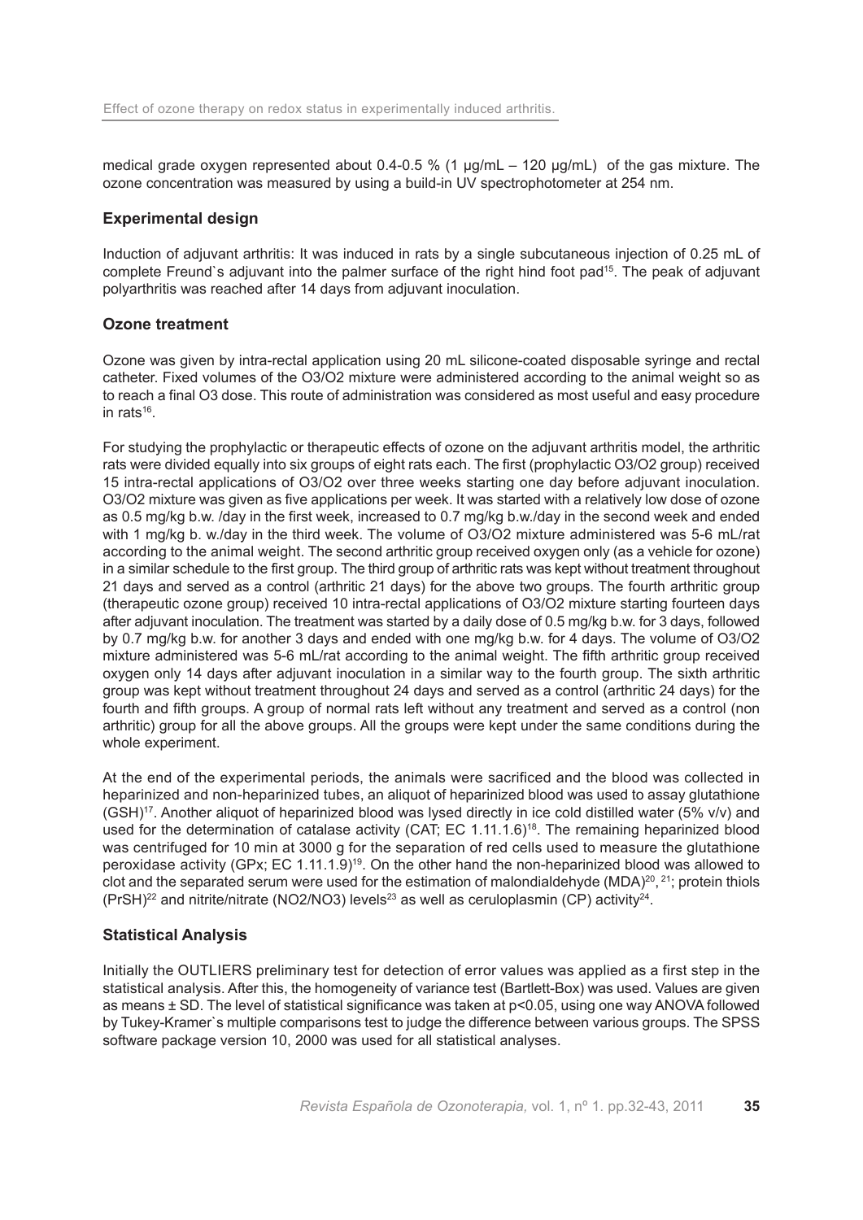medical grade oxygen represented about 0.4-0.5 % (1 µg/mL – 120 µg/mL) of the gas mixture. The ozone concentration was measured by using a build-in UV spectrophotometer at 254 nm.

## Experimental design

Induction of adjuvant arthritis: It was induced in rats by a single subcutaneous injection of 0.25 mL of complete Freund`s adjuvant into the palmer surface of the right hind foot pad[15]. The peak of adjuvant polyarthritis was reached after 14 days from adjuvant inoculation.

## Ozone treatment

Ozone was given by intra-rectal application using 20 mL silicone-coated disposable syringe and rectal catheter. Fixed volumes of the $O_3/O_2$ mixture were administered according to the animal weight so as to reach a final $O_3$ dose. This route of administration was considered as most useful and easy procedure in rats[16].

For studying the prophylactic or therapeutic effects of ozone on the adjuvant arthritis model, the arthritic rats were divided equally into six groups of eight rats each. The first (prophylactic $O_3/O_2$ group) received 15 intra-rectal applications of $O_3/O_2$ over three weeks starting one day before adjuvant inoculation. $O_3/O_2$ mixture was given as five applications per week. It was started with a relatively low dose of ozone as 0.5 mg/kg b.w. /day in the first week, increased to 0.7 mg/kg b.w./day in the second week and ended with 1 mg/kg b. w./day in the third week. The volume of $O_3/O_2$ mixture administered was 5-6 mL/rat according to the animal weight. The second arthritic group received oxygen only (as a vehicle for ozone) in a similar schedule to the first group. The third group of arthritic rats was kept without treatment throughout 21 days and served as a control (arthritic 21 days) for the above two groups. The fourth arthritic group (therapeutic ozone group) received 10 intra-rectal applications of $O_3/O_2$ mixture starting fourteen days after adjuvant inoculation. The treatment was started by a daily dose of 0.5 mg/kg b.w. for 3 days, followed by 0.7 mg/kg b.w. for another 3 days and ended with one mg/kg b.w. for 4 days. The volume of $O_3/O_2$ mixture administered was 5-6 mL/rat according to the animal weight. The fifth arthritic group received oxygen only 14 days after adjuvant inoculation in a similar way to the fourth group. The sixth arthritic group was kept without treatment throughout 24 days and served as a control (arthritic 24 days) for the fourth and fifth groups. A group of normal rats left without any treatment and served as a control (non arthritic) group for all the above groups. All the groups were kept under the same conditions during the whole experiment.

At the end of the experimental periods, the animals were sacrificed and the blood was collected in heparinized and non-heparinized tubes, an aliquot of heparinized blood was used to assay glutathione (GSH)[17]. Another aliquot of heparinized blood was lysed directly in ice cold distilled water (5% v/v) and used for the determination of catalase activity (CAT; EC 1.11.1.6)[18]. The remaining heparinized blood was centrifuged for 10 min at 3000 g for the separation of red cells used to measure the glutathione peroxidase activity (GPx; EC 1.11.1.9)[19]. On the other hand the non-heparinized blood was allowed to clot and the separated serum were used for the estimation of malondialdehyde (MDA)[20, 21]; protein thiols (PrSH)[22] and nitrite/nitrate ($NO_2/NO_3$) levels[23] as well as ceruloplasmin (CP) activity[24].

## Statistical Analysis

Initially the OUTLIERS preliminary test for detection of error values was applied as a first step in the statistical analysis. After this, the homogeneity of variance test (Bartlett-Box) was used. Values are given as means ± SD. The level of statistical significance was taken at $p<0.05$, using one way ANOVA followed by Tukey-Kramer`s multiple comparisons test to judge the difference between various groups. The SPSS software package version 10, 2000 was used for all statistical analyses.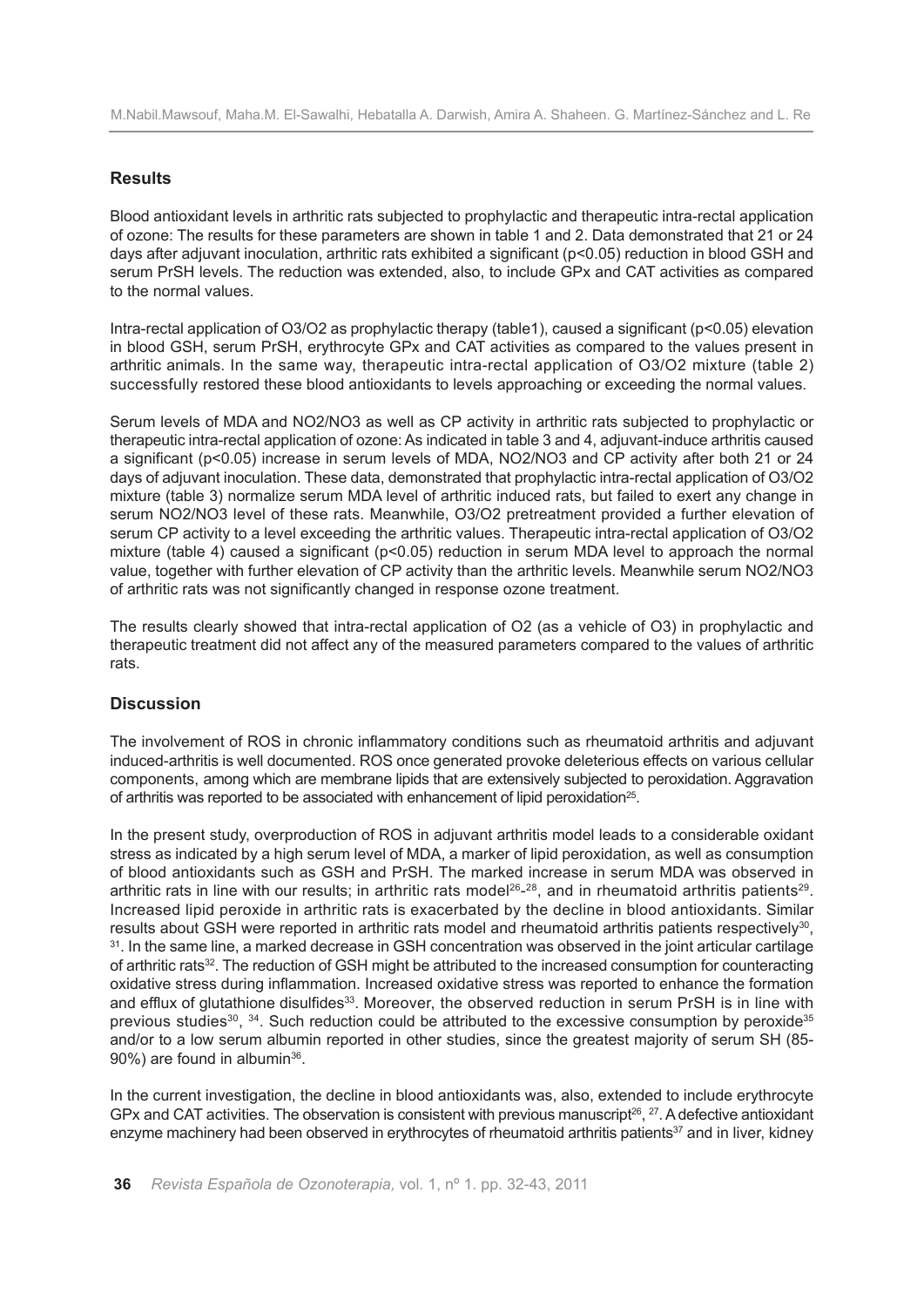## Results

Blood antioxidant levels in arthritic rats subjected to prophylactic and therapeutic intra-rectal application of ozone: The results for these parameters are shown in table 1 and 2. Data demonstrated that 21 or 24 days after adjuvant inoculation, arthritic rats exhibited a significant ($p<0.05$) reduction in blood GSH and serum PrSH levels. The reduction was extended, also, to include GPx and CAT activities as compared to the normal values.

Intra-rectal application of $O_3/O_2$ as prophylactic therapy (table1), caused a significant ($p<0.05$) elevation in blood GSH, serum PrSH, erythrocyte GPx and CAT activities as compared to the values present in arthritic animals. In the same way, therapeutic intra-rectal application of $O_3/O_2$ mixture (table 2) successfully restored these blood antioxidants to levels approaching or exceeding the normal values.

Serum levels of MDA and $NO_2/NO_3$ as well as CP activity in arthritic rats subjected to prophylactic or therapeutic intra-rectal application of ozone: As indicated in table 3 and 4, adjuvant-induce arthritis caused a significant ($p<0.05$) increase in serum levels of MDA, $NO_2/NO_3$ and CP activity after both 21 or 24 days of adjuvant inoculation. These data, demonstrated that prophylactic intra-rectal application of $O_3/O_2$ mixture (table 3) normalize serum MDA level of arthritic induced rats, but failed to exert any change in serum $NO_2/NO_3$ level of these rats. Meanwhile, $O_3/O_2$ pretreatment provided a further elevation of serum CP activity to a level exceeding the arthritic values. Therapeutic intra-rectal application of $O_3/O_2$ mixture (table 4) caused a significant ($p<0.05$) reduction in serum MDA level to approach the normal value, together with further elevation of CP activity than the arthritic levels. Meanwhile serum $NO_2/NO_3$ of arthritic rats was not significantly changed in response ozone treatment.

The results clearly showed that intra-rectal application of $O_2$ (as a vehicle of $O_3$) in prophylactic and therapeutic treatment did not affect any of the measured parameters compared to the values of arthritic rats.

## Discussion

The involvement of ROS in chronic inflammatory conditions such as rheumatoid arthritis and adjuvant induced-arthritis is well documented. ROS once generated provoke deleterious effects on various cellular components, among which are membrane lipids that are extensively subjected to peroxidation. Aggravation of arthritis was reported to be associated with enhancement of lipid peroxidation[25].

In the present study, overproduction of ROS in adjuvant arthritis model leads to a considerable oxidant stress as indicated by a high serum level of MDA, a marker of lipid peroxidation, as well as consumption of blood antioxidants such as GSH and PrSH. The marked increase in serum MDA was observed in arthritic rats in line with our results; in arthritic rats model[26-28], and in rheumatoid arthritis patients[29]. Increased lipid peroxide in arthritic rats is exacerbated by the decline in blood antioxidants. Similar results about GSH were reported in arthritic rats model and rheumatoid arthritis patients respectively[30], [31]. In the same line, a marked decrease in GSH concentration was observed in the joint articular cartilage of arthritic rats[32]. The reduction of GSH might be attributed to the increased consumption for counteracting oxidative stress during inflammation. Increased oxidative stress was reported to enhance the formation and efflux of glutathione disulfides[33]. Moreover, the observed reduction in serum PrSH is in line with previous studies[30], [34]. Such reduction could be attributed to the excessive consumption by peroxide[35] and/or to a low serum albumin reported in other studies, since the greatest majority of serum SH (85-90%) are found in albumin[36].

In the current investigation, the decline in blood antioxidants was, also, extended to include erythrocyte GPx and CAT activities. The observation is consistent with previous manuscript[26], [27]. A defective antioxidant enzyme machinery had been observed in erythrocytes of rheumatoid arthritis patients[37] and in liver, kidney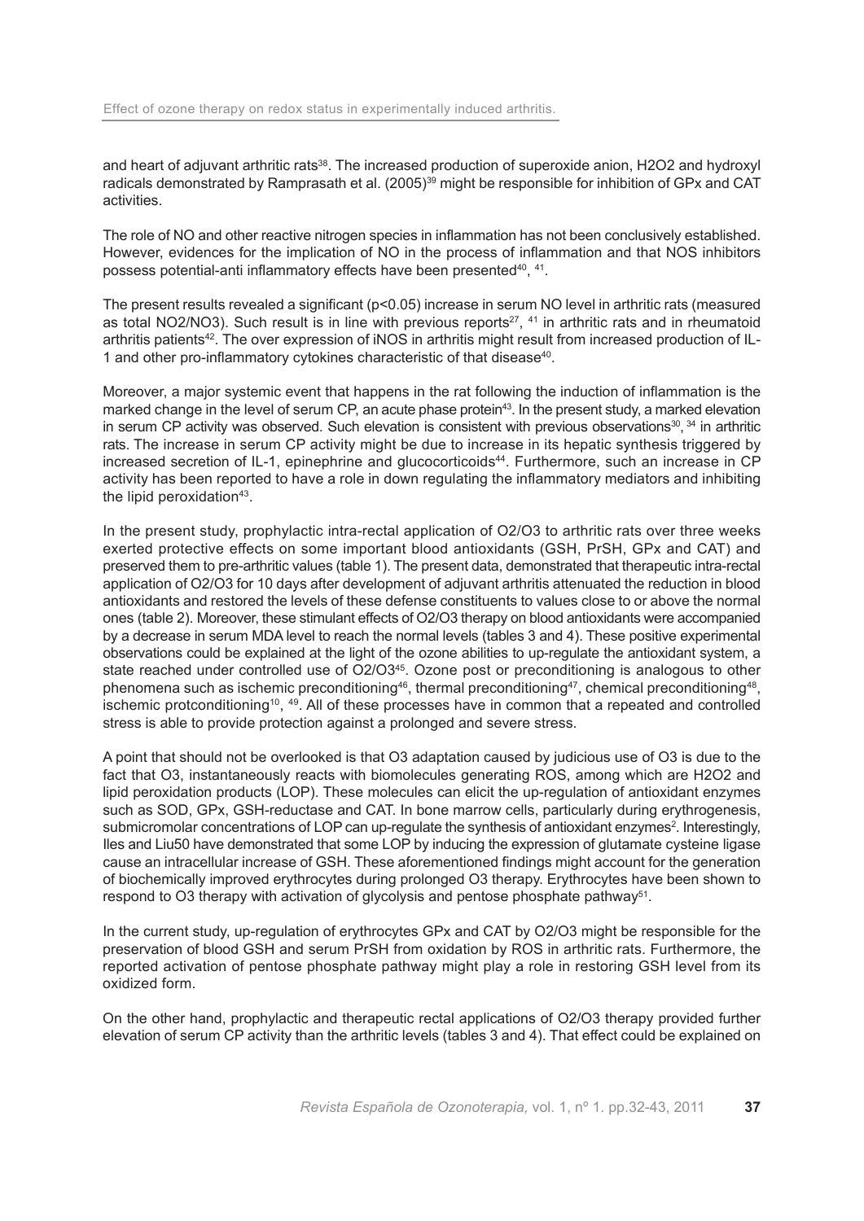and heart of adjuvant arthritic rats[38]. The increased production of superoxide anion, $H_2O_2$ and hydroxyl radicals demonstrated by Ramprasath et al. (2005)[39] might be responsible for inhibition of GPx and CAT activities.

The role of NO and other reactive nitrogen species in inflammation has not been conclusively established. However, evidences for the implication of NO in the process of inflammation and that NOS inhibitors possess potential-anti inflammatory effects have been presented[40, 41].

The present results revealed a significant ($p<0.05$) increase in serum NO level in arthritic rats (measured as total $NO_2/NO_3$). Such result is in line with previous reports[27, 41] in arthritic rats and in rheumatoid arthritis patients[42]. The over expression of iNOS in arthritis might result from increased production of IL-1 and other pro-inflammatory cytokines characteristic of that disease[40].

Moreover, a major systemic event that happens in the rat following the induction of inflammation is the marked change in the level of serum CP, an acute phase protein[43]. In the present study, a marked elevation in serum CP activity was observed. Such elevation is consistent with previous observations[30, 34] in arthritic rats. The increase in serum CP activity might be due to increase in its hepatic synthesis triggered by increased secretion of IL-1, epinephrine and glucocorticoids[44]. Furthermore, such an increase in CP activity has been reported to have a role in down regulating the inflammatory mediators and inhibiting the lipid peroxidation[43].

In the present study, prophylactic intra-rectal application of $O_2/O_3$ to arthritic rats over three weeks exerted protective effects on some important blood antioxidants (GSH, PrSH, GPx and CAT) and preserved them to pre-arthritic values (table 1). The present data, demonstrated that therapeutic intra-rectal application of $O_2/O_3$ for 10 days after development of adjuvant arthritis attenuated the reduction in blood antioxidants and restored the levels of these defense constituents to values close to or above the normal ones (table 2). Moreover, these stimulant effects of $O_2/O_3$ therapy on blood antioxidants were accompanied by a decrease in serum MDA level to reach the normal levels (tables 3 and 4). These positive experimental observations could be explained at the light of the ozone abilities to up-regulate the antioxidant system, a state reached under controlled use of $O_2/O_3$[45]. Ozone post or preconditioning is analogous to other phenomena such as ischemic preconditioning[46], thermal preconditioning[47], chemical preconditioning[48], ischemic protconditioning[10, 49]. All of these processes have in common that a repeated and controlled stress is able to provide protection against a prolonged and severe stress.

A point that should not be overlooked is that $O_3$ adaptation caused by judicious use of $O_3$ is due to the fact that $O_3$, instantaneously reacts with biomolecules generating ROS, among which are $H_2O_2$ and lipid peroxidation products (LOP). These molecules can elicit the up-regulation of antioxidant enzymes such as SOD, GPx, GSH-reductase and CAT. In bone marrow cells, particularly during erythrogenesis, submicromolar concentrations of LOP can up-regulate the synthesis of antioxidant enzymes[2]. Interestingly, Iles and Liu50 have demonstrated that some LOP by inducing the expression of glutamate cysteine ligase cause an intracellular increase of GSH. These aforementioned findings might account for the generation of biochemically improved erythrocytes during prolonged $O_3$ therapy. Erythrocytes have been shown to respond to $O_3$ therapy with activation of glycolysis and pentose phosphate pathway[51].

In the current study, up-regulation of erythrocytes GPx and CAT by $O_2/O_3$ might be responsible for the preservation of blood GSH and serum PrSH from oxidation by ROS in arthritic rats. Furthermore, the reported activation of pentose phosphate pathway might play a role in restoring GSH level from its oxidized form.

On the other hand, prophylactic and therapeutic rectal applications of $O_2/O_3$ therapy provided further elevation of serum CP activity than the arthritic levels (tables 3 and 4). That effect could be explained on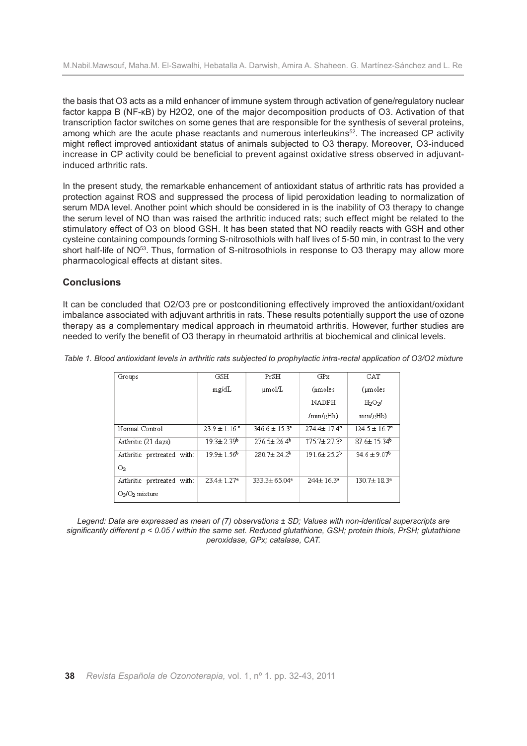the basis that O3 acts as a mild enhancer of immune system through activation of gene/regulatory nuclear factor kappa B (NF-κB) by H2O2, one of the major decomposition products of O3. Activation of that transcription factor switches on some genes that are responsible for the synthesis of several proteins, among which are the acute phase reactants and numerous interleukins[52]. The increased CP activity might reflect improved antioxidant status of animals subjected to O3 therapy. Moreover, O3-induced increase in CP activity could be beneficial to prevent against oxidative stress observed in adjuvant-induced arthritic rats.

In the present study, the remarkable enhancement of antioxidant status of arthritic rats has provided a protection against ROS and suppressed the process of lipid peroxidation leading to normalization of serum MDA level. Another point which should be considered in is the inability of O3 therapy to change the serum level of NO than was raised the arthritic induced rats; such effect might be related to the stimulatory effect of O3 on blood GSH. It has been stated that NO readily reacts with GSH and other cysteine containing compounds forming S-nitrosothiols with half lives of 5-50 min, in contrast to the very short half-life of NO[53]. Thus, formation of S-nitrosothiols in response to O3 therapy may allow more pharmacological effects at distant sites.

## Conclusions

It can be concluded that O2/O3 pre or postconditioning effectively improved the antioxidant/oxidant imbalance associated with adjuvant arthritis in rats. These results potentially support the use of ozone therapy as a complementary medical approach in rheumatoid arthritis. However, further studies are needed to verify the benefit of O3 therapy in rheumatoid arthritis at biochemical and clinical levels.

*Table 1. Blood antioxidant levels in arthritic rats subjected to prophylactic intra-rectal application of O3/O2 mixture*

| Groups | GSH mg/dL | PrSH µmol/L | GPx (nmoles NADPH /min/gHb) | CAT (µmoles $H_2O_2$/ min/gHb) |
|---|---|---|---|---|
| Normal Control | $23.9 \pm 1.16^{a}$ | $346.6 \pm 15.3^{a}$ | $274.4 \pm 17.4^{a}$ | $124.5 \pm 16.7^{a}$ |
| Arthritic (21 days) | $19.3 \pm 2.39^{b}$ | $276.5 \pm 26.4^{b}$ | $175.7 \pm 27.3^{b}$ | $87.6 \pm 15.34^{b}$ |
| Arthritic pretreated with: $O_2$ | $19.9 \pm 1.56^{b}$ | $280.7 \pm 24.2^{b}$ | $191.6 \pm 25.2^{b}$ | $94.6 \pm 9.07^{b}$ |
| Arthritic pretreated with: $O_3/O_2$ mixture | $23.4 \pm 1.27^{a}$ | $333.3 \pm 65.04^{a}$ | $244 \pm 16.3^{a}$ | $130.7 \pm 18.3^{a}$ |

*Legend: Data are expressed as mean of (7) observations ± SD; Values with non-identical superscripts are significantly different $p < 0.05$ / within the same set. Reduced glutathione, GSH; protein thiols, PrSH; glutathione peroxidase, GPx; catalase, CAT.*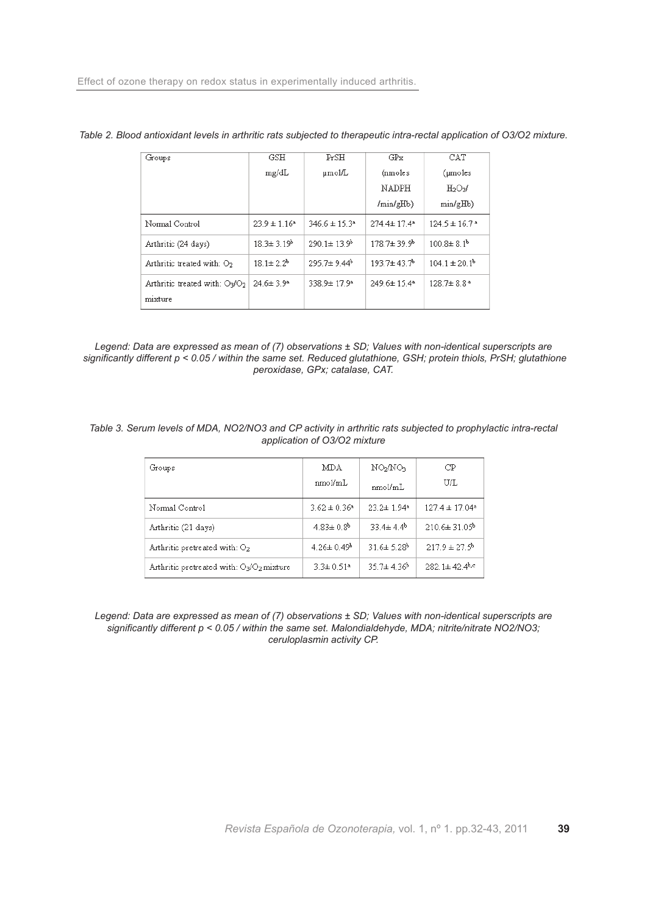*Table 2. Blood antioxidant levels in arthritic rats subjected to therapeutic intra-rectal application of O3/O2 mixture.*

| Groups | GSH mg/dL | PrSH µmol/L | GPx (nmoles NADPH /min/gHb) | CAT (µmoles $H_2O_2$/ min/gHb) |
|---|---|---|---|---|
| Normal Control | $23.9 \pm 1.16^{a}$ | $346.6 \pm 15.3^{a}$ | $274.4 \pm 17.4^{a}$ | $124.5 \pm 16.7^{a}$ |
| Arthritic (24 days) | $18.3 \pm 3.19^{b}$ | $290.1 \pm 13.9^{b}$ | $178.7 \pm 39.9^{b}$ | $100.8 \pm 8.1^{b}$ |
| Arthritic treated with: $O_2$ | $18.1 \pm 2.2^{b}$ | $295.7 \pm 9.44^{b}$ | $193.7 \pm 43.7^{b}$ | $104.1 \pm 20.1^{b}$ |
| Arthritic treated with: $O_3/O_2$ mixture | $24.6 \pm 3.9^{a}$ | $338.9 \pm 17.9^{a}$ | $249.6 \pm 15.4^{a}$ | $128.7 \pm 8.8^{a}$ |

*Legend: Data are expressed as mean of (7) observations ± SD; Values with non-identical superscripts are significantly different p < 0.05 / within the same set. Reduced glutathione, GSH; protein thiols, PrSH; glutathione peroxidase, GPx; catalase, CAT.*

*Table 3. Serum levels of MDA, NO2/NO3 and CP activity in arthritic rats subjected to prophylactic intra-rectal application of O3/O2 mixture*

| Groups | MDA nmol/mL | $NO_2/NO_3$ nmol/mL | CP U/L |
|---|---|---|---|
| Normal Control | $3.62 \pm 0.36^{a}$ | $23.2 \pm 1.94^{a}$ | $127.4 \pm 17.04^{a}$ |
| Arthritic (21 days) | $4.83 \pm 0.8^{b}$ | $33.4 \pm 4.4^{b}$ | $210.6 \pm 31.05^{b}$ |
| Arthritic pretreated with: $O_2$ | $4.26 \pm 0.49^{b}$ | $31.6 \pm 5.28^{b}$ | $217.9 \pm 27.5^{b}$ |
| Arthritic pretreated with: $O_3/O_2$ mixture | $3.3 \pm 0.51^{a}$ | $35.7 \pm 4.36^{b}$ | $282.1 \pm 42.4^{b,c}$ |

*Legend: Data are expressed as mean of (7) observations ± SD; Values with non-identical superscripts are significantly different p < 0.05 / within the same set. Malondialdehyde, MDA; nitrite/nitrate NO2/NO3; ceruloplasmin activity CP.*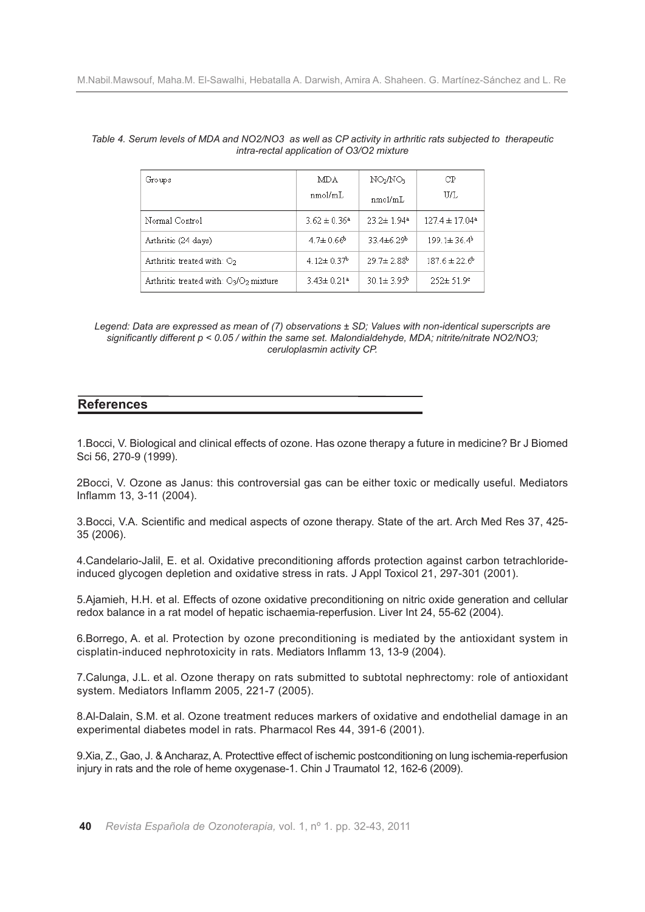*Table 4. Serum levels of MDA and NO2/NO3 as well as CP activity in arthritic rats subjected to therapeutic intra-rectal application of O3/O2 mixture*

| Groups | MDA nmol/mL | $NO_2/NO_3$ nmol/mL | CP U/L |
|---|---|---|---|
| Normal Control | $3.62 \pm 0.36^{a}$ | $23.2 \pm 1.94^{a}$ | $127.4 \pm 17.04^{a}$ |
| Arthritic (24 days) | $4.7 \pm 0.66^{b}$ | $33.4 \pm 6.29^{b}$ | $199.1 \pm 36.4^{b}$ |
| Arthritic treated with: $O_2$ | $4.12 \pm 0.37^{b}$ | $29.7 \pm 2.88^{b}$ | $187.6 \pm 22.6^{b}$ |
| Arthritic treated with: $O_3/O_2$ mixture | $3.43 \pm 0.21^{a}$ | $30.1 \pm 3.95^{b}$ | $252 \pm 51.9^{c}$ |

*Legend: Data are expressed as mean of (7) observations ± SD; Values with non-identical superscripts are significantly different p < 0.05 / within the same set. Malondialdehyde, MDA; nitrite/nitrate NO2/NO3; ceruloplasmin activity CP.*

## References

1.Bocci, V. Biological and clinical effects of ozone. Has ozone therapy a future in medicine? Br J Biomed Sci 56, 270-9 (1999).

2Bocci, V. Ozone as Janus: this controversial gas can be either toxic or medically useful. Mediators Inflamm 13, 3-11 (2004).

3.Bocci, V.A. Scientific and medical aspects of ozone therapy. State of the art. Arch Med Res 37, 425-35 (2006).

4.Candelario-Jalil, E. et al. Oxidative preconditioning affords protection against carbon tetrachloride-induced glycogen depletion and oxidative stress in rats. J Appl Toxicol 21, 297-301 (2001).

5.Ajamieh, H.H. et al. Effects of ozone oxidative preconditioning on nitric oxide generation and cellular redox balance in a rat model of hepatic ischaemia-reperfusion. Liver Int 24, 55-62 (2004).

6.Borrego, A. et al. Protection by ozone preconditioning is mediated by the antioxidant system in cisplatin-induced nephrotoxicity in rats. Mediators Inflamm 13, 13-9 (2004).

7.Calunga, J.L. et al. Ozone therapy on rats submitted to subtotal nephrectomy: role of antioxidant system. Mediators Inflamm 2005, 221-7 (2005).

8.Al-Dalain, S.M. et al. Ozone treatment reduces markers of oxidative and endothelial damage in an experimental diabetes model in rats. Pharmacol Res 44, 391-6 (2001).

9.Xia, Z., Gao, J. & Ancharaz, A. Protecttive effect of ischemic postconditioning on lung ischemia-reperfusion injury in rats and the role of heme oxygenase-1. Chin J Traumatol 12, 162-6 (2009).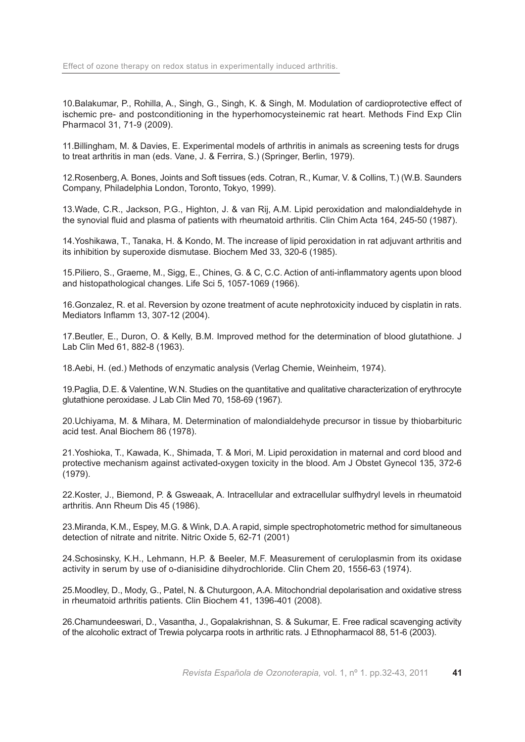10.Balakumar, P., Rohilla, A., Singh, G., Singh, K. & Singh, M. Modulation of cardioprotective effect of ischemic pre- and postconditioning in the hyperhomocysteinemic rat heart. Methods Find Exp Clin Pharmacol 31, 71-9 (2009).

11.Billingham, M. & Davies, E. Experimental models of arthritis in animals as screening tests for drugs to treat arthritis in man (eds. Vane, J. & Ferrira, S.) (Springer, Berlin, 1979).

12.Rosenberg, A. Bones, Joints and Soft tissues (eds. Cotran, R., Kumar, V. & Collins, T.) (W.B. Saunders Company, Philadelphia London, Toronto, Tokyo, 1999).

13.Wade, C.R., Jackson, P.G., Highton, J. & van Rij, A.M. Lipid peroxidation and malondialdehyde in the synovial fluid and plasma of patients with rheumatoid arthritis. Clin Chim Acta 164, 245-50 (1987).

14.Yoshikawa, T., Tanaka, H. & Kondo, M. The increase of lipid peroxidation in rat adjuvant arthritis and its inhibition by superoxide dismutase. Biochem Med 33, 320-6 (1985).

15.Piliero, S., Graeme, M., Sigg, E., Chines, G. & C, C.C. Action of anti-inflammatory agents upon blood and histopathological changes. Life Sci 5, 1057-1069 (1966).

16.Gonzalez, R. et al. Reversion by ozone treatment of acute nephrotoxicity induced by cisplatin in rats. Mediators Inflamm 13, 307-12 (2004).

17.Beutler, E., Duron, O. & Kelly, B.M. Improved method for the determination of blood glutathione. J Lab Clin Med 61, 882-8 (1963).

18.Aebi, H. (ed.) Methods of enzymatic analysis (Verlag Chemie, Weinheim, 1974).

19.Paglia, D.E. & Valentine, W.N. Studies on the quantitative and qualitative characterization of erythrocyte glutathione peroxidase. J Lab Clin Med 70, 158-69 (1967).

20.Uchiyama, M. & Mihara, M. Determination of malondialdehyde precursor in tissue by thiobarbituric acid test. Anal Biochem 86 (1978).

21.Yoshioka, T., Kawada, K., Shimada, T. & Mori, M. Lipid peroxidation in maternal and cord blood and protective mechanism against activated-oxygen toxicity in the blood. Am J Obstet Gynecol 135, 372-6 (1979).

22.Koster, J., Biemond, P. & Gsweaak, A. Intracellular and extracellular sulfhydryl levels in rheumatoid arthritis. Ann Rheum Dis 45 (1986).

23.Miranda, K.M., Espey, M.G. & Wink, D.A. A rapid, simple spectrophotometric method for simultaneous detection of nitrate and nitrite. Nitric Oxide 5, 62-71 (2001)

24.Schosinsky, K.H., Lehmann, H.P. & Beeler, M.F. Measurement of ceruloplasmin from its oxidase activity in serum by use of o-dianisidine dihydrochloride. Clin Chem 20, 1556-63 (1974).

25.Moodley, D., Mody, G., Patel, N. & Chuturgoon, A.A. Mitochondrial depolarisation and oxidative stress in rheumatoid arthritis patients. Clin Biochem 41, 1396-401 (2008).

26.Chamundeeswari, D., Vasantha, J., Gopalakrishnan, S. & Sukumar, E. Free radical scavenging activity of the alcoholic extract of Trewia polycarpa roots in arthritic rats. J Ethnopharmacol 88, 51-6 (2003).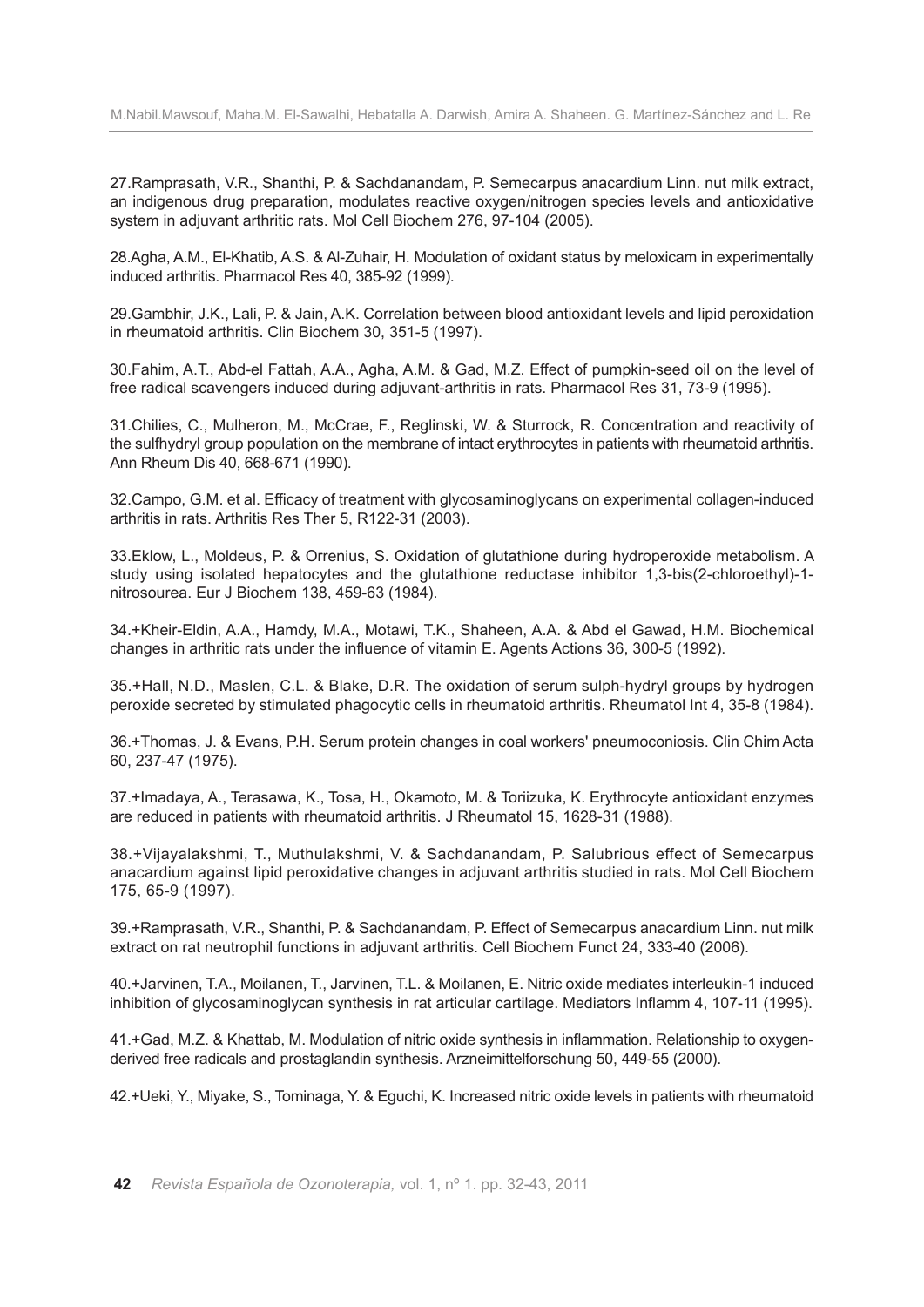27.Ramprasath, V.R., Shanthi, P. & Sachdanandam, P. Semecarpus anacardium Linn. nut milk extract, an indigenous drug preparation, modulates reactive oxygen/nitrogen species levels and antioxidative system in adjuvant arthritic rats. Mol Cell Biochem 276, 97-104 (2005).

28.Agha, A.M., El-Khatib, A.S. & Al-Zuhair, H. Modulation of oxidant status by meloxicam in experimentally induced arthritis. Pharmacol Res 40, 385-92 (1999).

29.Gambhir, J.K., Lali, P. & Jain, A.K. Correlation between blood antioxidant levels and lipid peroxidation in rheumatoid arthritis. Clin Biochem 30, 351-5 (1997).

30.Fahim, A.T., Abd-el Fattah, A.A., Agha, A.M. & Gad, M.Z. Effect of pumpkin-seed oil on the level of free radical scavengers induced during adjuvant-arthritis in rats. Pharmacol Res 31, 73-9 (1995).

31.Chilies, C., Mulheron, M., McCrae, F., Reglinski, W. & Sturrock, R. Concentration and reactivity of the sulfhydryl group population on the membrane of intact erythrocytes in patients with rheumatoid arthritis. Ann Rheum Dis 40, 668-671 (1990).

32.Campo, G.M. et al. Efficacy of treatment with glycosaminoglycans on experimental collagen-induced arthritis in rats. Arthritis Res Ther 5, R122-31 (2003).

33.Eklow, L., Moldeus, P. & Orrenius, S. Oxidation of glutathione during hydroperoxide metabolism. A study using isolated hepatocytes and the glutathione reductase inhibitor 1,3-bis(2-chloroethyl)-1-nitrosourea. Eur J Biochem 138, 459-63 (1984).

34.+Kheir-Eldin, A.A., Hamdy, M.A., Motawi, T.K., Shaheen, A.A. & Abd el Gawad, H.M. Biochemical changes in arthritic rats under the influence of vitamin E. Agents Actions 36, 300-5 (1992).

35.+Hall, N.D., Maslen, C.L. & Blake, D.R. The oxidation of serum sulph-hydryl groups by hydrogen peroxide secreted by stimulated phagocytic cells in rheumatoid arthritis. Rheumatol Int 4, 35-8 (1984).

36.+Thomas, J. & Evans, P.H. Serum protein changes in coal workers' pneumoconiosis. Clin Chim Acta 60, 237-47 (1975).

37.+Imadaya, A., Terasawa, K., Tosa, H., Okamoto, M. & Toriizuka, K. Erythrocyte antioxidant enzymes are reduced in patients with rheumatoid arthritis. J Rheumatol 15, 1628-31 (1988).

38.+Vijayalakshmi, T., Muthulakshmi, V. & Sachdanandam, P. Salubrious effect of Semecarpus anacardium against lipid peroxidative changes in adjuvant arthritis studied in rats. Mol Cell Biochem 175, 65-9 (1997).

39.+Ramprasath, V.R., Shanthi, P. & Sachdanandam, P. Effect of Semecarpus anacardium Linn. nut milk extract on rat neutrophil functions in adjuvant arthritis. Cell Biochem Funct 24, 333-40 (2006).

40.+Jarvinen, T.A., Moilanen, T., Jarvinen, T.L. & Moilanen, E. Nitric oxide mediates interleukin-1 induced inhibition of glycosaminoglycan synthesis in rat articular cartilage. Mediators Inflamm 4, 107-11 (1995).

41.+Gad, M.Z. & Khattab, M. Modulation of nitric oxide synthesis in inflammation. Relationship to oxygen-derived free radicals and prostaglandin synthesis. Arzneimittelforschung 50, 449-55 (2000).

42.+Ueki, Y., Miyake, S., Tominaga, Y. & Eguchi, K. Increased nitric oxide levels in patients with rheumatoid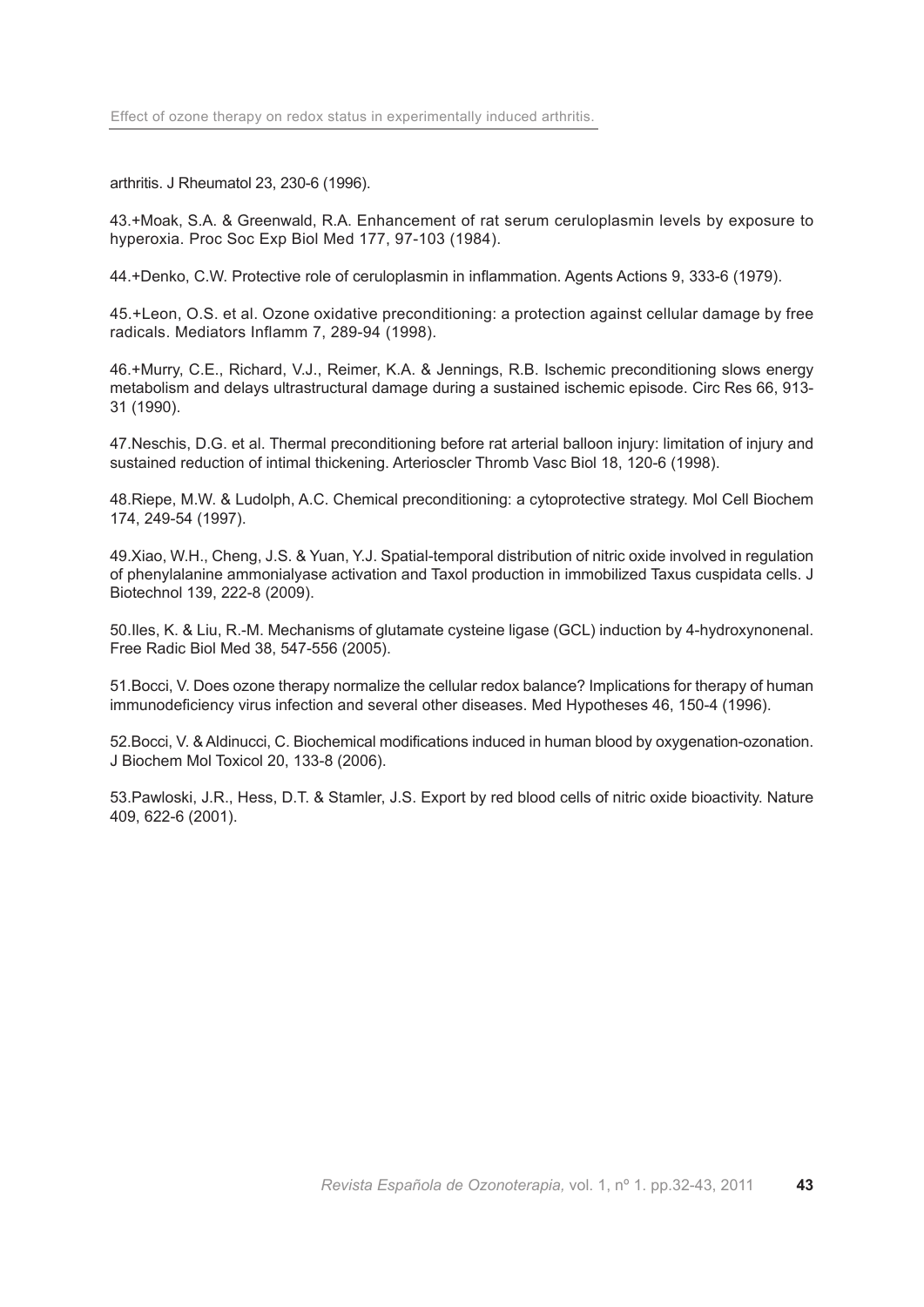arthritis. J Rheumatol 23, 230-6 (1996).

43.+Moak, S.A. & Greenwald, R.A. Enhancement of rat serum ceruloplasmin levels by exposure to hyperoxia. Proc Soc Exp Biol Med 177, 97-103 (1984).

44.+Denko, C.W. Protective role of ceruloplasmin in inflammation. Agents Actions 9, 333-6 (1979).

45.+Leon, O.S. et al. Ozone oxidative preconditioning: a protection against cellular damage by free radicals. Mediators Inflamm 7, 289-94 (1998).

46.+Murry, C.E., Richard, V.J., Reimer, K.A. & Jennings, R.B. Ischemic preconditioning slows energy metabolism and delays ultrastructural damage during a sustained ischemic episode. Circ Res 66, 913-31 (1990).

47.Neschis, D.G. et al. Thermal preconditioning before rat arterial balloon injury: limitation of injury and sustained reduction of intimal thickening. Arterioscler Thromb Vasc Biol 18, 120-6 (1998).

48.Riepe, M.W. & Ludolph, A.C. Chemical preconditioning: a cytoprotective strategy. Mol Cell Biochem 174, 249-54 (1997).

49.Xiao, W.H., Cheng, J.S. & Yuan, Y.J. Spatial-temporal distribution of nitric oxide involved in regulation of phenylalanine ammonialyase activation and Taxol production in immobilized Taxus cuspidata cells. J Biotechnol 139, 222-8 (2009).

50.Iles, K. & Liu, R.-M. Mechanisms of glutamate cysteine ligase (GCL) induction by 4-hydroxynonenal. Free Radic Biol Med 38, 547-556 (2005).

51.Bocci, V. Does ozone therapy normalize the cellular redox balance? Implications for therapy of human immunodeficiency virus infection and several other diseases. Med Hypotheses 46, 150-4 (1996).

52.Bocci, V. & Aldinucci, C. Biochemical modifications induced in human blood by oxygenation-ozonation. J Biochem Mol Toxicol 20, 133-8 (2006).

53.Pawloski, J.R., Hess, D.T. & Stamler, J.S. Export by red blood cells of nitric oxide bioactivity. Nature 409, 622-6 (2001).